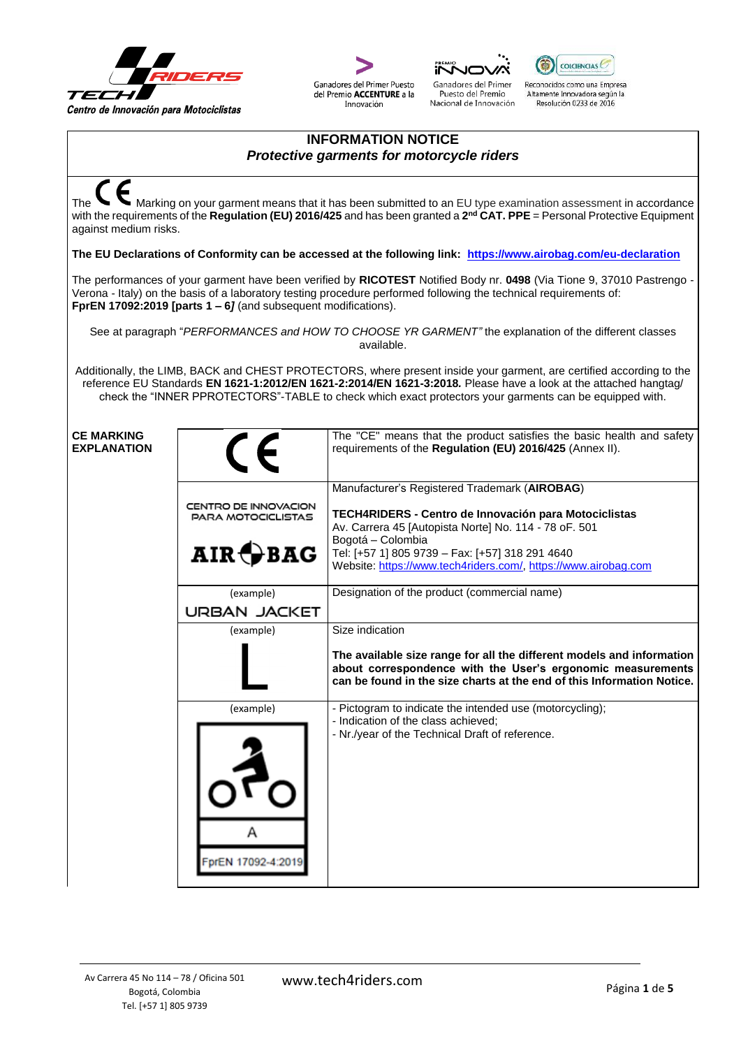Centro de Innovación para Motociclistas

Ganadores del Primer Puesto del Premio ACCENTURE a la Innovación

Ganadores del Primer Puesto del Premio Nacional de Innovación

Reconocidos como una Empresa Altamente Innovadora según la Resolución 0233 de 2016

# INFORMATION NOTICE

## *Protective garments for motorcycle riders*

The CE Marking on your garment means that it has been submitted to an EU type examination assessment in accordance with the requirements of the **Regulation (EU) 2016/425** and has been granted a **2nd CAT. PPE** = Personal Protective Equipment against medium risks.

**The EU Declarations of Conformity can be accessed at the following link: https://www.airobag.com/eu-declaration**

The performances of your garment have been verified by **RICOTEST** Notified Body nr. **0498** (Via Tione 9, 37010 Pastrengo - Verona - Italy) on the basis of a laboratory testing procedure performed following the technical requirements of: **FprEN 17092:2019 [parts 1 – 6]** (and subsequent modifications).

See at paragraph "*PERFORMANCES and HOW TO CHOOSE YR GARMENT*" the explanation of the different classes available.

Additionally, the LIMB, BACK and CHEST PROTECTORS, where present inside your garment, are certified according to the reference EU Standards **EN 1621-1:2012/EN 1621-2:2014/EN 1621-3:2018.** Please have a look at the attached hangtag/ check the "INNER PPROTECTORS"-TABLE to check which exact protectors your garments can be equipped with.

| CE MARKING EXPLANATION | | |
|---|---|---|
| | CE | The "CE" means that the product satisfies the basic health and safety requirements of the **Regulation (EU) 2016/425** (Annex II). |
| | CENTRO DE INNOVACION PARA MOTOCICLISTAS AIR BAG | Manufacturer's Registered Trademark (**AIROBAG**) **TECH4RIDERS - Centro de Innovación para Motociclistas** Av. Carrera 45 [Autopista Norte] No. 114 - 78 oF. 501 Bogotá – Colombia Tel: [+57 1] 805 9739 – Fax: [+57] 318 291 4640 Website: https://www.tech4riders.com/, https://www.airobag.com |
| | (example) URBAN JACKET | Designation of the product (commercial name) |
| | (example) L | Size indication **The available size range for all the different models and information about correspondence with the User's ergonomic measurements can be found in the size charts at the end of this Information Notice.** |
| | (example) A FprEN 17092-4:2019 | - Pictogram to indicate the intended use (motorcycling); - Indication of the class achieved; - Nr./year of the Technical Draft of reference. |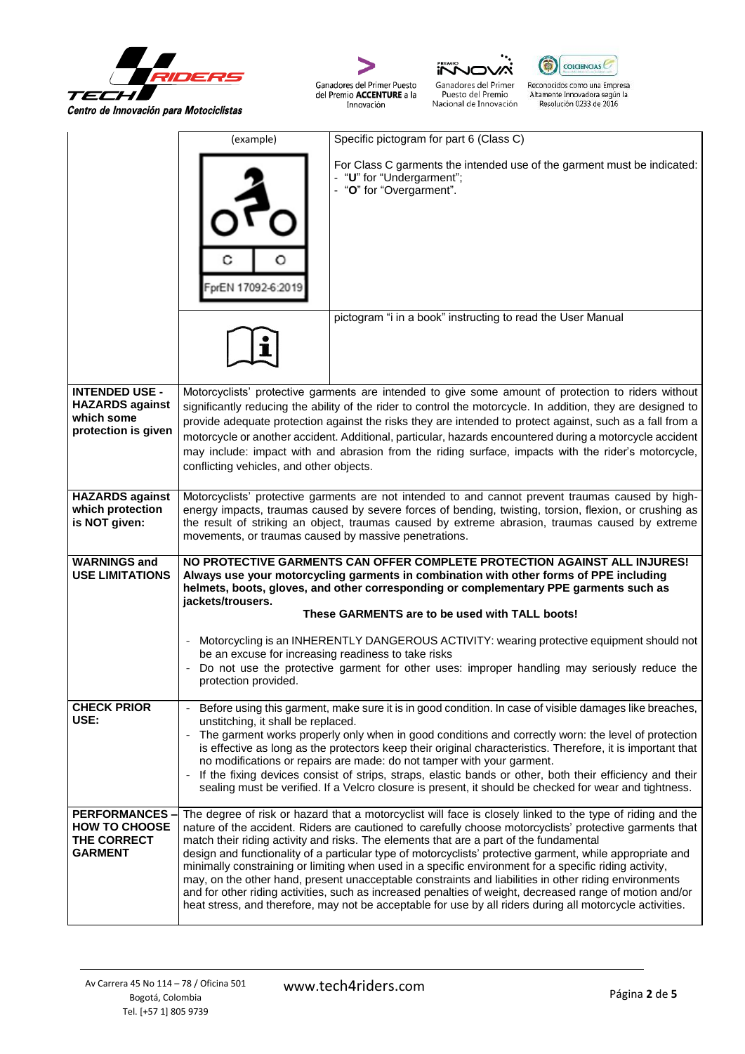| | (example) | Specific pictogram for part 6 (Class C) |
|---|---|---|
| | C O FprEN 17092-6:2019 | For Class C garments the intended use of the garment must be indicated: - "**U**" for "Undergarment"; - "**O**" for "Overgarment". |
| | | pictogram "i in a book" instructing to read the User Manual |
| **INTENDED USE - HAZARDS against which some protection is given** | Motorcyclists' protective garments are intended to give some amount of protection to riders without significantly reducing the ability of the rider to control the motorcycle. In addition, they are designed to provide adequate protection against the risks they are intended to protect against, such as a fall from a motorcycle or another accident. Additional, particular, hazards encountered during a motorcycle accident may include: impact with and abrasion from the riding surface, impacts with the rider's motorcycle, conflicting vehicles, and other objects. | |
| **HAZARDS against which protection is NOT given:** | Motorcyclists' protective garments are not intended to and cannot prevent traumas caused by high-energy impacts, traumas caused by severe forces of bending, twisting, torsion, flexion, or crushing as the result of striking an object, traumas caused by extreme abrasion, traumas caused by extreme movements, or traumas caused by massive penetrations. | |
| **WARNINGS and USE LIMITATIONS** | **NO PROTECTIVE GARMENTS CAN OFFER COMPLETE PROTECTION AGAINST ALL INJURES! Always use your motorcycling garments in combination with other forms of PPE including helmets, boots, gloves, and other corresponding or complementary PPE garments such as jackets/trousers.** **These GARMENTS are to be used with TALL boots!** - Motorcycling is an INHERENTLY DANGEROUS ACTIVITY: wearing protective equipment should not be an excuse for increasing readiness to take risks - Do not use the protective garment for other uses: improper handling may seriously reduce the protection provided. | |
| **CHECK PRIOR USE:** | - Before using this garment, make sure it is in good condition. In case of visible damages like breaches, unstitching, it shall be replaced. - The garment works properly only when in good conditions and correctly worn: the level of protection is effective as long as the protectors keep their original characteristics. Therefore, it is important that no modifications or repairs are made: do not tamper with your garment. - If the fixing devices consist of strips, straps, elastic bands or other, both their efficiency and their sealing must be verified. If a Velcro closure is present, it should be checked for wear and tightness. | |
| **PERFORMANCES – HOW TO CHOOSE THE CORRECT GARMENT** | The degree of risk or hazard that a motorcyclist will face is closely linked to the type of riding and the nature of the accident. Riders are cautioned to carefully choose motorcyclists' protective garments that match their riding activity and risks. The elements that are a part of the fundamental design and functionality of a particular type of motorcyclists' protective garment, while appropriate and minimally constraining or limiting when used in a specific environment for a specific riding activity, may, on the other hand, present unacceptable constraints and liabilities in other riding environments and for other riding activities, such as increased penalties of weight, decreased range of motion and/or heat stress, and therefore, may not be acceptable for use by all riders during all motorcycle activities. | |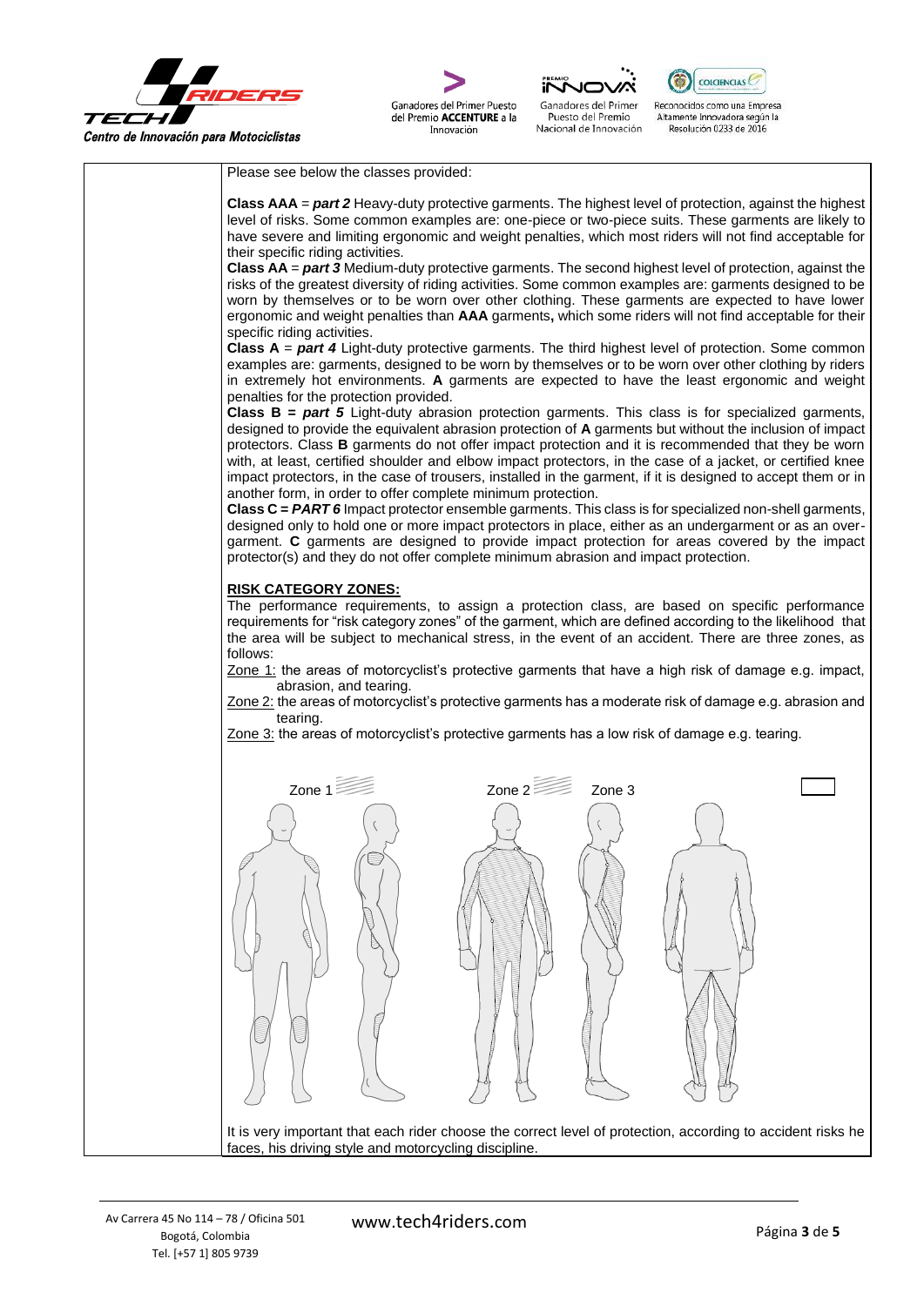Please see below the classes provided:

**Class AAA** = ***part 2*** Heavy-duty protective garments. The highest level of protection, against the highest level of risks. Some common examples are: one-piece or two-piece suits. These garments are likely to have severe and limiting ergonomic and weight penalties, which most riders will not find acceptable for their specific riding activities.

**Class AA** = ***part 3*** Medium-duty protective garments. The second highest level of protection, against the risks of the greatest diversity of riding activities. Some common examples are: garments designed to be worn by themselves or to be worn over other clothing. These garments are expected to have lower ergonomic and weight penalties than **AAA** garments**,** which some riders will not find acceptable for their specific riding activities.

**Class A** = ***part 4*** Light-duty protective garments. The third highest level of protection. Some common examples are: garments, designed to be worn by themselves or to be worn over other clothing by riders in extremely hot environments. **A** garments are expected to have the least ergonomic and weight penalties for the protection provided.

**Class B = *part 5*** Light-duty abrasion protection garments. This class is for specialized garments, designed to provide the equivalent abrasion protection of **A** garments but without the inclusion of impact protectors. Class **B** garments do not offer impact protection and it is recommended that they be worn with, at least, certified shoulder and elbow impact protectors, in the case of a jacket, or certified knee impact protectors, in the case of trousers, installed in the garment, if it is designed to accept them or in another form, in order to offer complete minimum protection.

**Class C = *PART 6*** Impact protector ensemble garments. This class is for specialized non-shell garments, designed only to hold one or more impact protectors in place, either as an undergarment or as an over-garment. **C** garments are designed to provide impact protection for areas covered by the impact protector(s) and they do not offer complete minimum abrasion and impact protection.

**RISK CATEGORY ZONES:**

The performance requirements, to assign a protection class, are based on specific performance requirements for "risk category zones" of the garment, which are defined according to the likelihood that the area will be subject to mechanical stress, in the event of an accident. There are three zones, as follows:

Zone 1: the areas of motorcyclist's protective garments that have a high risk of damage e.g. impact, abrasion, and tearing.

Zone 2: the areas of motorcyclist's protective garments has a moderate risk of damage e.g. abrasion and tearing.

Zone 3: the areas of motorcyclist's protective garments has a low risk of damage e.g. tearing.

Zone 1 Zone 2 Zone 3

It is very important that each rider choose the correct level of protection, according to accident risks he faces, his driving style and motorcycling discipline.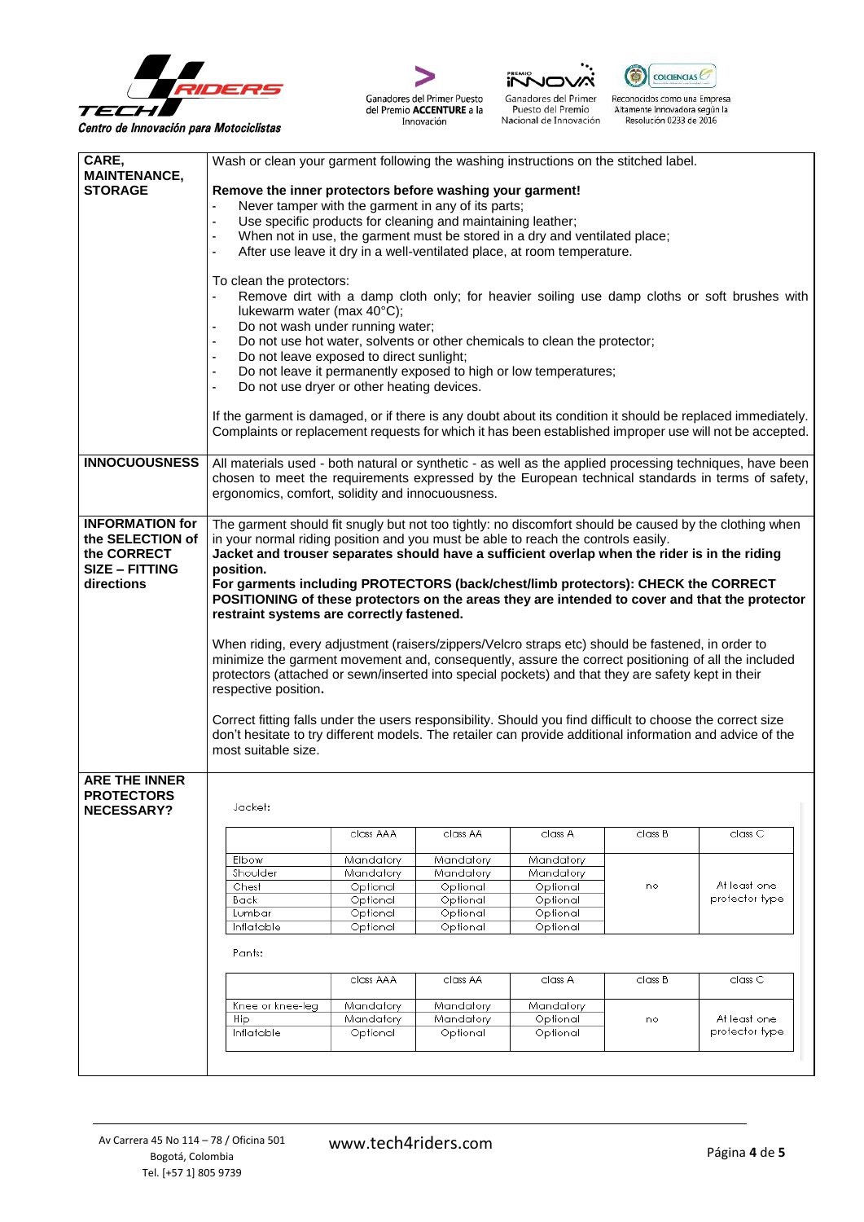| | |
|---|---|
| **CARE, MAINTENANCE, STORAGE** | Wash or clean your garment following the washing instructions on the stitched label.<br><br>**Remove the inner protectors before washing your garment!**<br>- Never tamper with the garment in any of its parts;<br>- Use specific products for cleaning and maintaining leather;<br>- When not in use, the garment must be stored in a dry and ventilated place;<br>- After use leave it dry in a well-ventilated place, at room temperature.<br><br>To clean the protectors:<br>- Remove dirt with a damp cloth only; for heavier soiling use damp cloths or soft brushes with lukewarm water (max 40°C);<br>- Do not wash under running water;<br>- Do not use hot water, solvents or other chemicals to clean the protector;<br>- Do not leave exposed to direct sunlight;<br>- Do not leave it permanently exposed to high or low temperatures;<br>- Do not use dryer or other heating devices.<br><br>If the garment is damaged, or if there is any doubt about its condition it should be replaced immediately. Complaints or replacement requests for which it has been established improper use will not be accepted. |
| **INNOCUOUSNESS** | All materials used - both natural or synthetic - as well as the applied processing techniques, have been chosen to meet the requirements expressed by the European technical standards in terms of safety, ergonomics, comfort, solidity and innocuousness. |
| **INFORMATION for the SELECTION of the CORRECT SIZE – FITTING directions** | The garment should fit snugly but not too tightly: no discomfort should be caused by the clothing when in your normal riding position and you must be able to reach the controls easily.<br>**Jacket and trouser separates should have a sufficient overlap when the rider is in the riding position.**<br>**For garments including PROTECTORS (back/chest/limb protectors): CHECK the CORRECT POSITIONING of these protectors on the areas they are intended to cover and that the protector restraint systems are correctly fastened.**<br><br>When riding, every adjustment (raisers/zippers/Velcro straps etc) should be fastened, in order to minimize the garment movement and, consequently, assure the correct positioning of all the included protectors (attached or sewn/inserted into special pockets) and that they are safety kept in their respective position.<br><br>Correct fitting falls under the users responsibility. Should you find difficult to choose the correct size don't hesitate to try different models. The retailer can provide additional information and advice of the most suitable size. |
| **ARE THE INNER PROTECTORS NECESSARY?** | See tables below |

Jacket:

| | class AAA | class AA | class A | class B | class C |
|---|---|---|---|---|---|
| Elbow | Mandatory | Mandatory | Mandatory | no | At least one protector type |
| Shoulder | Mandatory | Mandatory | Mandatory | | |
| Chest | Optional | Optional | Optional | | |
| Back | Optional | Optional | Optional | | |
| Lumbar | Optional | Optional | Optional | | |
| Inflatable | Optional | Optional | Optional | | |

Pants:

| | class AAA | class AA | class A | class B | class C |
|---|---|---|---|---|---|
| Knee or knee-leg | Mandatory | Mandatory | Mandatory | no | At least one protector type |
| Hip | Mandatory | Mandatory | Optional | | |
| Inflatable | Optional | Optional | Optional | | |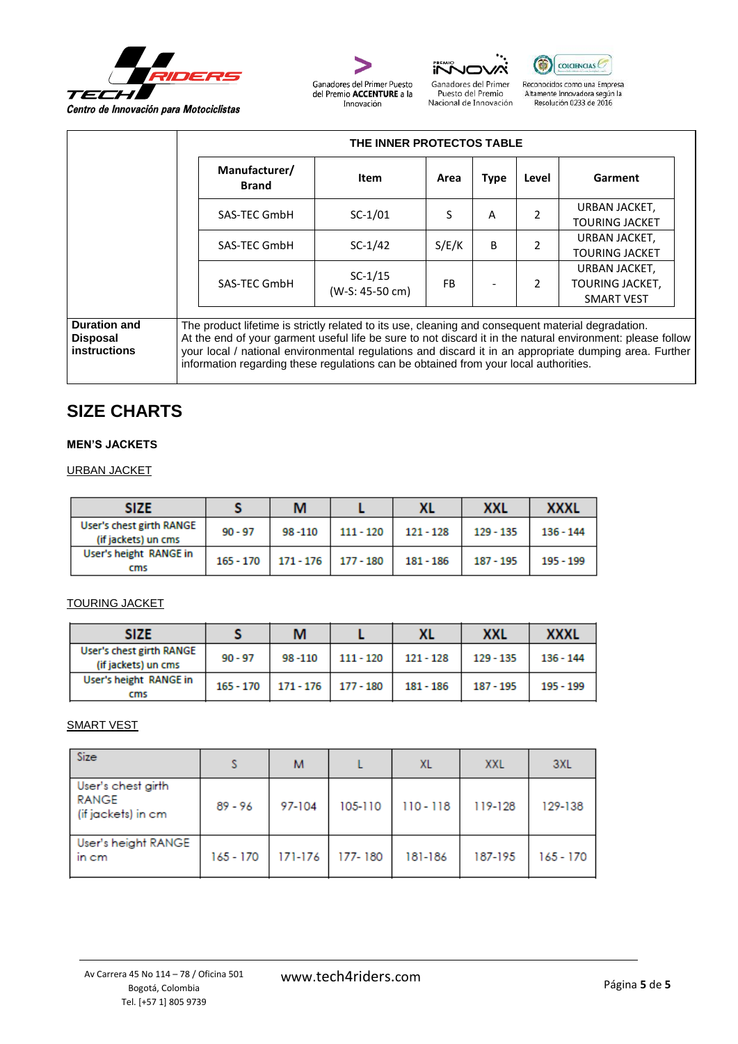| | THE INNER PROTECTOS TABLE | | | | | |
|---|---|---|---|---|---|---|
| | **Manufacturer/ Brand** | **Item** | **Area** | **Type** | **Level** | **Garment** |
| | SAS-TEC GmbH | SC-1/01 | S | A | 2 | URBAN JACKET, TOURING JACKET |
| | SAS-TEC GmbH | SC-1/42 | S/E/K | B | 2 | URBAN JACKET, TOURING JACKET |
| | SAS-TEC GmbH | SC-1/15 (W-S: 45-50 cm) | FB | - | 2 | URBAN JACKET, TOURING JACKET, SMART VEST |
| **Duration and Disposal instructions** | The product lifetime is strictly related to its use, cleaning and consequent material degradation. At the end of your garment useful life be sure to not discard it in the natural environment: please follow your local / national environmental regulations and discard it in an appropriate dumping area. Further information regarding these regulations can be obtained from your local authorities. | | | | | |

## SIZE CHARTS

### MEN'S JACKETS

URBAN JACKET

| SIZE | S | M | L | XL | XXL | XXXL |
|---|---|---|---|---|---|---|
| User's chest girth RANGE (if jackets) un cms | 90 - 97 | 98 -110 | 111 - 120 | 121 - 128 | 129 - 135 | 136 - 144 |
| User's height RANGE in cms | 165 - 170 | 171 - 176 | 177 - 180 | 181 - 186 | 187 - 195 | 195 - 199 |

TOURING JACKET

| SIZE | S | M | L | XL | XXL | XXXL |
|---|---|---|---|---|---|---|
| User's chest girth RANGE (if jackets) un cms | 90 - 97 | 98 -110 | 111 - 120 | 121 - 128 | 129 - 135 | 136 - 144 |
| User's height RANGE in cms | 165 - 170 | 171 - 176 | 177 - 180 | 181 - 186 | 187 - 195 | 195 - 199 |

SMART VEST

| Size | S | M | L | XL | XXL | 3XL |
|---|---|---|---|---|---|---|
| User's chest girth RANGE (if jackets) in cm | 89 - 96 | 97-104 | 105-110 | 110 - 118 | 119-128 | 129-138 |
| User's height RANGE in cm | 165 - 170 | 171-176 | 177- 180 | 181-186 | 187-195 | 165 - 170 |